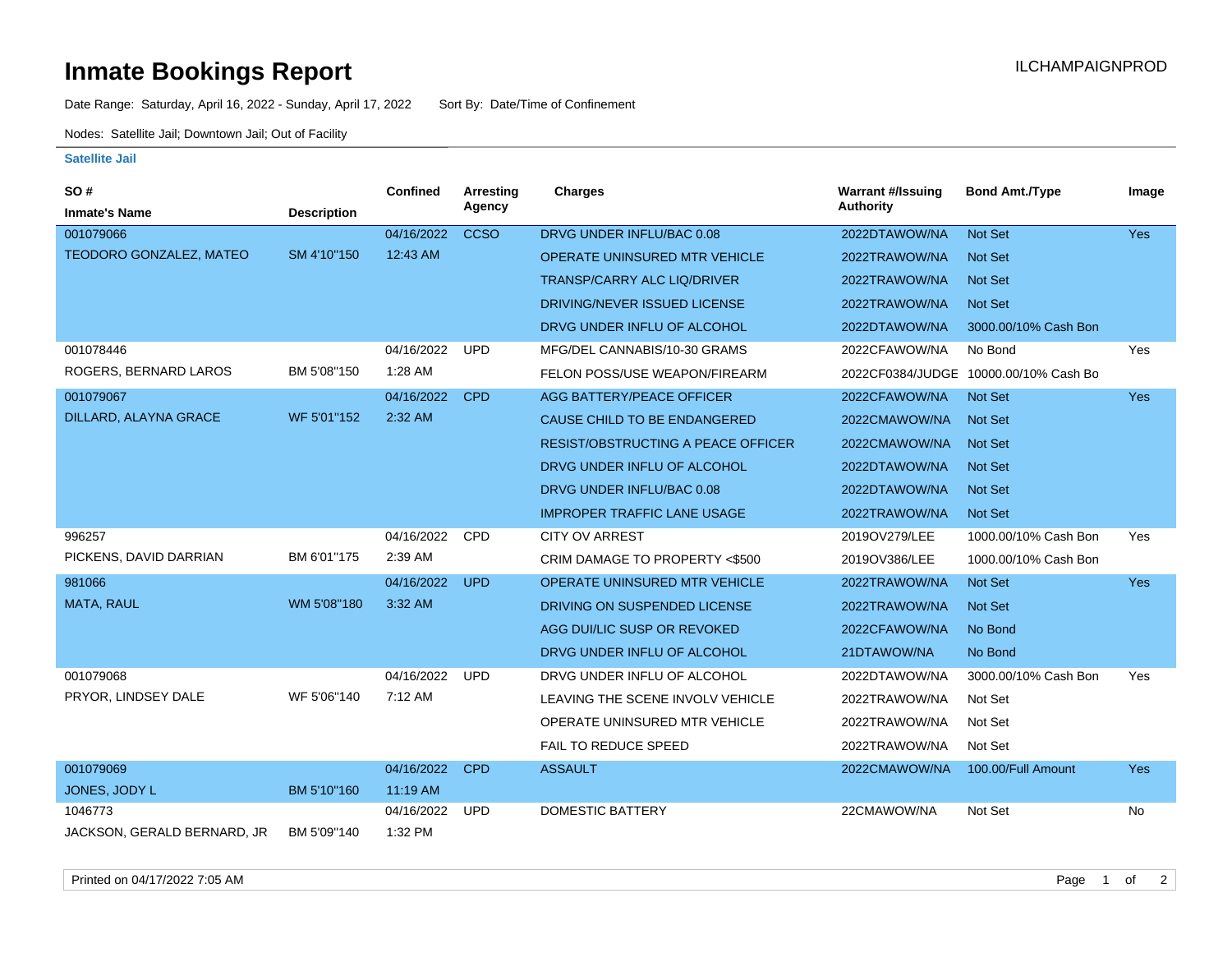# Inmate Bookings Report

ILCHAMPAIGNPROD

Date Range: Saturday, April 16, 2022 - Sunday, April 17, 2022 Sort By: Date/Time of Confinement

Nodes: Satellite Jail; Downtown Jail; Out of Facility

### Satellite Jail

| SO # / Inmate's Name | Description | Confined | Arresting Agency | Charges | Warrant #/Issuing Authority | Bond Amt./Type | Image |
|---|---|---|---|---|---|---|---|
| 001079066 TEODORO GONZALEZ, MATEO | SM 4'10"150 | 04/16/2022 12:43 AM | CCSO | DRVG UNDER INFLU/BAC 0.08 | 2022DTAWOW/NA | Not Set | Yes |
| | | | | OPERATE UNINSURED MTR VEHICLE | 2022TRAWOW/NA | Not Set | |
| | | | | TRANSP/CARRY ALC LIQ/DRIVER | 2022TRAWOW/NA | Not Set | |
| | | | | DRIVING/NEVER ISSUED LICENSE | 2022TRAWOW/NA | Not Set | |
| | | | | DRVG UNDER INFLU OF ALCOHOL | 2022DTAWOW/NA | 3000.00/10% Cash Bon | |
| 001078446 ROGERS, BERNARD LAROS | BM 5'08"150 | 04/16/2022 1:28 AM | UPD | MFG/DEL CANNABIS/10-30 GRAMS | 2022CFAWOW/NA | No Bond | Yes |
| | | | | FELON POSS/USE WEAPON/FIREARM | 2022CF0384/JUDGE | 10000.00/10% Cash Bo | |
| 001079067 DILLARD, ALAYNA GRACE | WF 5'01"152 | 04/16/2022 2:32 AM | CPD | AGG BATTERY/PEACE OFFICER | 2022CFAWOW/NA | Not Set | Yes |
| | | | | CAUSE CHILD TO BE ENDANGERED | 2022CMAWOW/NA | Not Set | |
| | | | | RESIST/OBSTRUCTING A PEACE OFFICER | 2022CMAWOW/NA | Not Set | |
| | | | | DRVG UNDER INFLU OF ALCOHOL | 2022DTAWOW/NA | Not Set | |
| | | | | DRVG UNDER INFLU/BAC 0.08 | 2022DTAWOW/NA | Not Set | |
| | | | | IMPROPER TRAFFIC LANE USAGE | 2022TRAWOW/NA | Not Set | |
| 996257 PICKENS, DAVID DARRIAN | BM 6'01"175 | 04/16/2022 2:39 AM | CPD | CITY OV ARREST | 2019OV279/LEE | 1000.00/10% Cash Bon | Yes |
| | | | | CRIM DAMAGE TO PROPERTY <$500 | 2019OV386/LEE | 1000.00/10% Cash Bon | |
| 981066 MATA, RAUL | WM 5'08"180 | 04/16/2022 3:32 AM | UPD | OPERATE UNINSURED MTR VEHICLE | 2022TRAWOW/NA | Not Set | Yes |
| | | | | DRIVING ON SUSPENDED LICENSE | 2022TRAWOW/NA | Not Set | |
| | | | | AGG DUI/LIC SUSP OR REVOKED | 2022CFAWOW/NA | No Bond | |
| | | | | DRVG UNDER INFLU OF ALCOHOL | 21DTAWOW/NA | No Bond | |
| 001079068 PRYOR, LINDSEY DALE | WF 5'06"140 | 04/16/2022 7:12 AM | UPD | DRVG UNDER INFLU OF ALCOHOL | 2022DTAWOW/NA | 3000.00/10% Cash Bon | Yes |
| | | | | LEAVING THE SCENE INVOLV VEHICLE | 2022TRAWOW/NA | Not Set | |
| | | | | OPERATE UNINSURED MTR VEHICLE | 2022TRAWOW/NA | Not Set | |
| | | | | FAIL TO REDUCE SPEED | 2022TRAWOW/NA | Not Set | |
| 001079069 JONES, JODY L | BM 5'10"160 | 04/16/2022 11:19 AM | CPD | ASSAULT | 2022CMAWOW/NA | 100.00/Full Amount | Yes |
| 1046773 JACKSON, GERALD BERNARD, JR | BM 5'09"140 | 04/16/2022 1:32 PM | UPD | DOMESTIC BATTERY | 22CMAWOW/NA | Not Set | No |

Printed on 04/17/2022 7:05 AM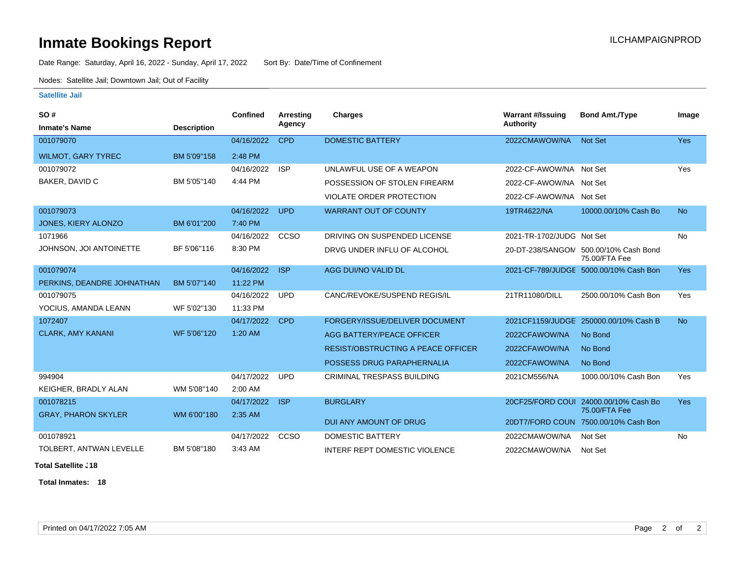# Inmate Bookings Report

ILCHAMPAIGNPROD

Date Range: Saturday, April 16, 2022 - Sunday, April 17, 2022 Sort By: Date/Time of Confinement

Nodes: Satellite Jail; Downtown Jail; Out of Facility

### Satellite Jail

| SO # / Inmate's Name | Description | Confined | Arresting Agency | Charges | Warrant #/Issuing Authority | Bond Amt./Type | Image |
|---|---|---|---|---|---|---|---|
| 001079070 WILMOT, GARY TYREC | BM 5'09"158 | 04/16/2022 2:48 PM | CPD | DOMESTIC BATTERY | 2022CMAWOW/NA | Not Set | Yes |
| 001079072 BAKER, DAVID C | BM 5'05"140 | 04/16/2022 4:44 PM | ISP | UNLAWFUL USE OF A WEAPON | 2022-CF-AWOW/NA | Not Set | Yes |
| | | | | POSSESSION OF STOLEN FIREARM | 2022-CF-AWOW/NA | Not Set | |
| | | | | VIOLATE ORDER PROTECTION | 2022-CF-AWOW/NA | Not Set | |
| 001079073 JONES, KIERY ALONZO | BM 6'01"200 | 04/16/2022 7:40 PM | UPD | WARRANT OUT OF COUNTY | 19TR4622/NA | 10000.00/10% Cash Bo | No |
| 1071966 JOHNSON, JOI ANTOINETTE | BF 5'06"116 | 04/16/2022 8:30 PM | CCSO | DRIVING ON SUSPENDED LICENSE | 2021-TR-1702/JUDG | Not Set | No |
| | | | | DRVG UNDER INFLU OF ALCOHOL | 20-DT-238/SANGOM | 500.00/10% Cash Bond 75.00/FTA Fee | |
| 001079074 PERKINS, DEANDRE JOHNATHAN | BM 5'07"140 | 04/16/2022 11:22 PM | ISP | AGG DUI/NO VALID DL | 2021-CF-789/JUDGE | 5000.00/10% Cash Bon | Yes |
| 001079075 YOCIUS, AMANDA LEANN | WF 5'02"130 | 04/16/2022 11:33 PM | UPD | CANC/REVOKE/SUSPEND REGIS/IL | 21TR11080/DILL | 2500.00/10% Cash Bon | Yes |
| 1072407 CLARK, AMY KANANI | WF 5'06"120 | 04/17/2022 1:20 AM | CPD | FORGERY/ISSUE/DELIVER DOCUMENT | 2021CF1159/JUDGE | 250000.00/10% Cash B | No |
| | | | | AGG BATTERY/PEACE OFFICER | 2022CFAWOW/NA | No Bond | |
| | | | | RESIST/OBSTRUCTING A PEACE OFFICER | 2022CFAWOW/NA | No Bond | |
| | | | | POSSESS DRUG PARAPHERNALIA | 2022CFAWOW/NA | No Bond | |
| 994904 KEIGHER, BRADLY ALAN | WM 5'08"140 | 04/17/2022 2:00 AM | UPD | CRIMINAL TRESPASS BUILDING | 2021CM556/NA | 1000.00/10% Cash Bon | Yes |
| 001078215 GRAY, PHARON SKYLER | WM 6'00"180 | 04/17/2022 2:35 AM | ISP | BURGLARY | 20CF25/FORD COUI | 24000.00/10% Cash Bo 75.00/FTA Fee | Yes |
| | | | | DUI ANY AMOUNT OF DRUG | 20DT7/FORD COUN | 7500.00/10% Cash Bon | |
| 001078921 TOLBERT, ANTWAN LEVELLE | BM 5'08"180 | 04/17/2022 3:43 AM | CCSO | DOMESTIC BATTERY | 2022CMAWOW/NA | Not Set | No |
| | | | | INTERF REPT DOMESTIC VIOLENCE | 2022CMAWOW/NA | Not Set | |

**Total Satellite J18**

**Total Inmates: 18**

Printed on 04/17/2022 7:05 AM